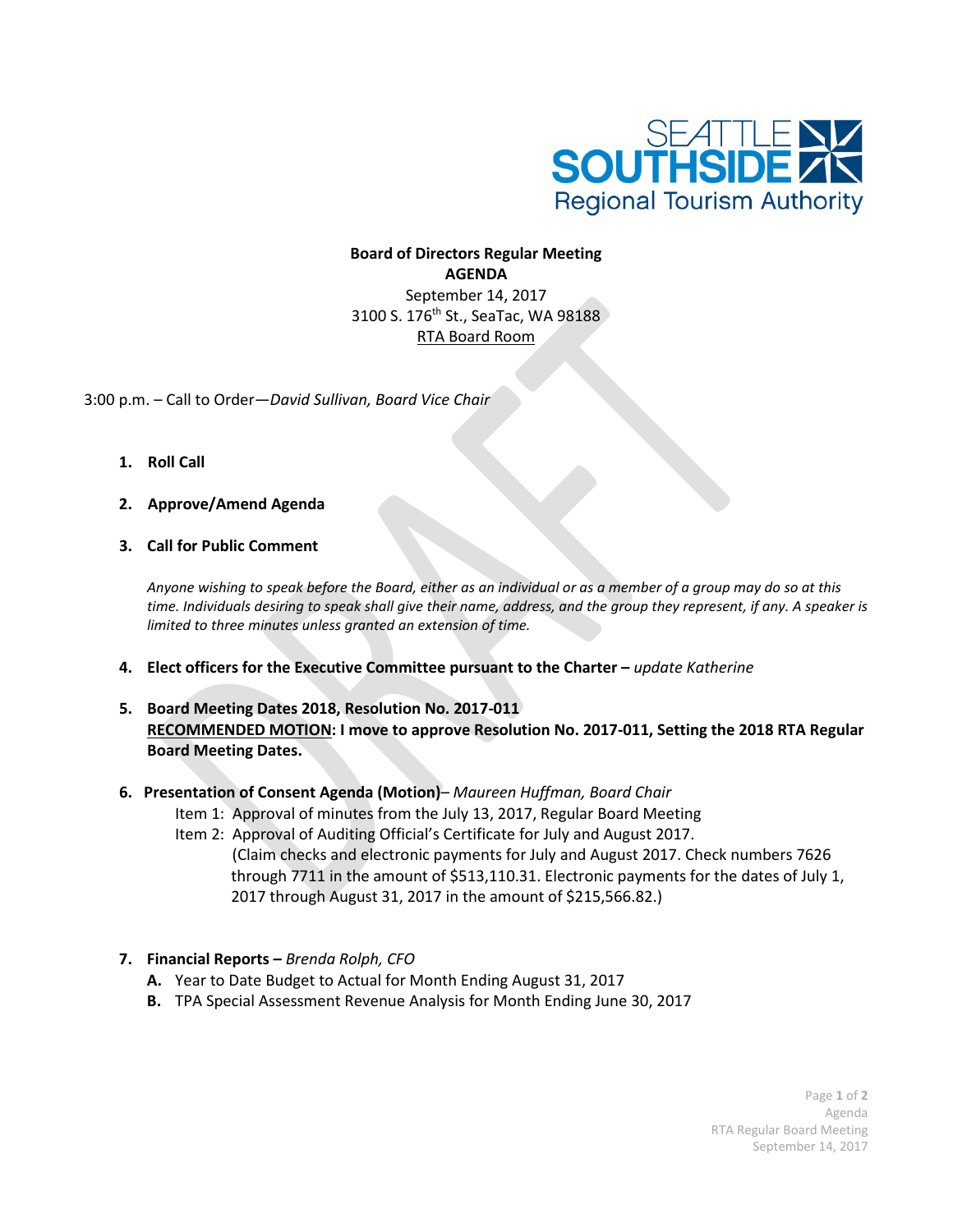SEATTLE SOUTHSIDE Regional Tourism Authority

**Board of Directors Regular Meeting**
**AGENDA**
September 14, 2017
3100 S. 176th St., SeaTac, WA 98188
RTA Board Room

3:00 p.m. – Call to Order—*David Sullivan, Board Vice Chair*

1. **Roll Call**

2. **Approve/Amend Agenda**

3. **Call for Public Comment**

   *Anyone wishing to speak before the Board, either as an individual or as a member of a group may do so at this time. Individuals desiring to speak shall give their name, address, and the group they represent, if any. A speaker is limited to three minutes unless granted an extension of time.*

4. **Elect officers for the Executive Committee pursuant to the Charter –** *update Katherine*

5. **Board Meeting Dates 2018, Resolution No. 2017-011**
   **RECOMMENDED MOTION: I move to approve Resolution No. 2017-011, Setting the 2018 RTA Regular Board Meeting Dates.**

6. **Presentation of Consent Agenda (Motion)**– *Maureen Huffman, Board Chair*
   - Item 1: Approval of minutes from the July 13, 2017, Regular Board Meeting
   - Item 2: Approval of Auditing Official's Certificate for July and August 2017.
     (Claim checks and electronic payments for July and August 2017. Check numbers 7626 through 7711 in the amount of $513,110.31. Electronic payments for the dates of July 1, 2017 through August 31, 2017 in the amount of $215,566.82.)

7. **Financial Reports –** *Brenda Rolph, CFO*
   - **A.** Year to Date Budget to Actual for Month Ending August 31, 2017
   - **B.** TPA Special Assessment Revenue Analysis for Month Ending June 30, 2017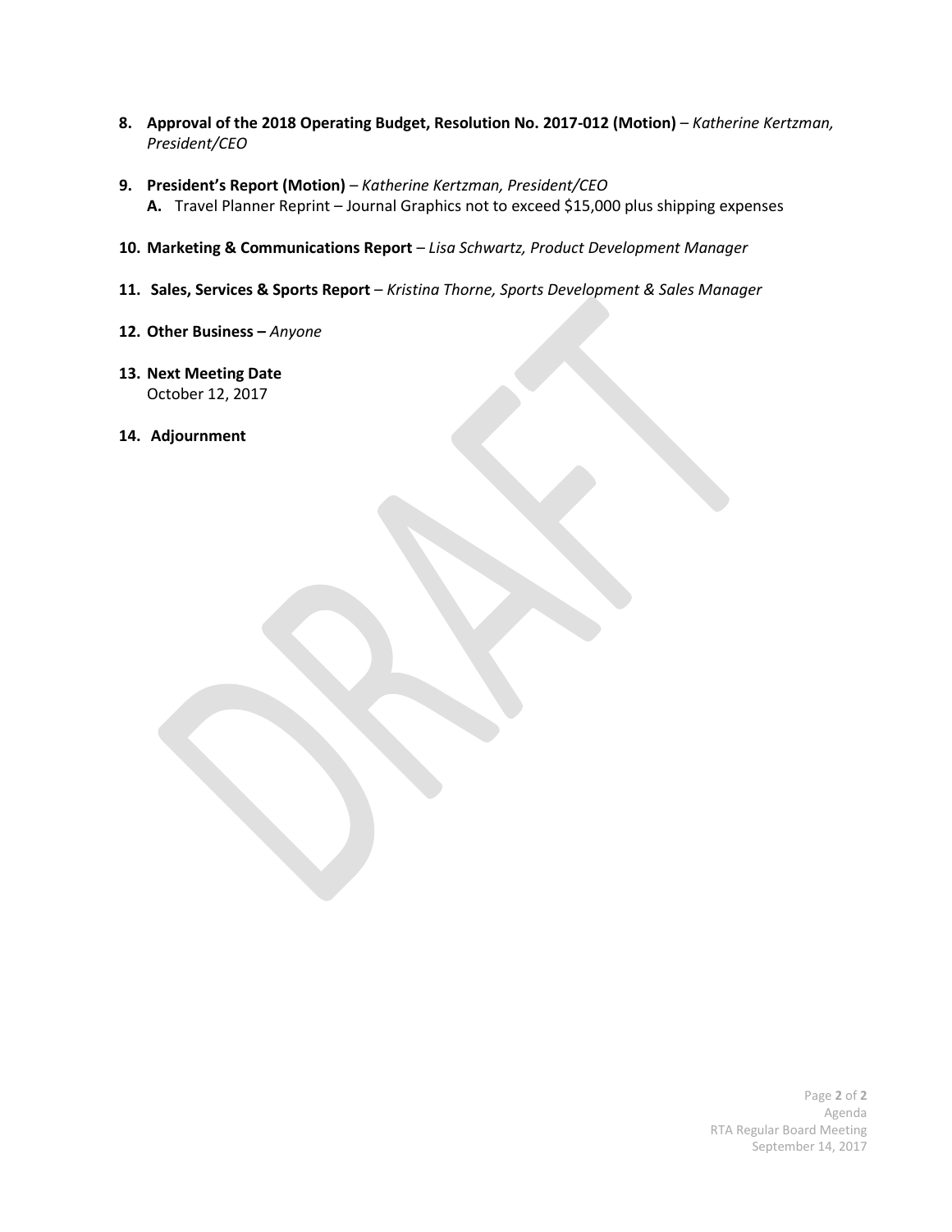8. **Approval of the 2018 Operating Budget, Resolution No. 2017-012 (Motion)** – *Katherine Kertzman, President/CEO*

9. **President's Report (Motion)** – *Katherine Kertzman, President/CEO*
   - **A.** Travel Planner Reprint – Journal Graphics not to exceed $15,000 plus shipping expenses

10. **Marketing & Communications Report** – *Lisa Schwartz, Product Development Manager*

11. **Sales, Services & Sports Report** – *Kristina Thorne, Sports Development & Sales Manager*

12. **Other Business –** *Anyone*

13. **Next Meeting Date**
    October 12, 2017

14. **Adjournment**